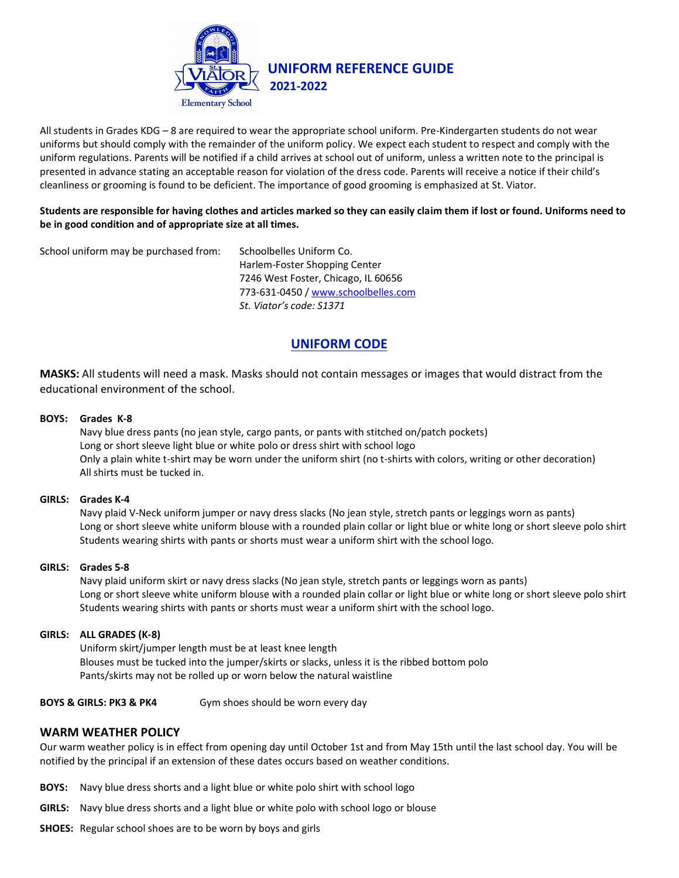# UNIFORM REFERENCE GUIDE
## 2021-2022

All students in Grades KDG – 8 are required to wear the appropriate school uniform. Pre-Kindergarten students do not wear uniforms but should comply with the remainder of the uniform policy. We expect each student to respect and comply with the uniform regulations. Parents will be notified if a child arrives at school out of uniform, unless a written note to the principal is presented in advance stating an acceptable reason for violation of the dress code. Parents will receive a notice if their child's cleanliness or grooming is found to be deficient. The importance of good grooming is emphasized at St. Viator.

**Students are responsible for having clothes and articles marked so they can easily claim them if lost or found. Uniforms need to be in good condition and of appropriate size at all times.**

School uniform may be purchased from:

Schoolbelles Uniform Co.
Harlem-Foster Shopping Center
7246 West Foster, Chicago, IL 60656
773-631-0450 / www.schoolbelles.com
*St. Viator's code: S1371*

## UNIFORM CODE

**MASKS:** All students will need a mask. Masks should not contain messages or images that would distract from the educational environment of the school.

**BOYS: Grades K-8**

- Navy blue dress pants (no jean style, cargo pants, or pants with stitched on/patch pockets)
- Long or short sleeve light blue or white polo or dress shirt with school logo
- Only a plain white t-shirt may be worn under the uniform shirt (no t-shirts with colors, writing or other decoration)
- All shirts must be tucked in.

**GIRLS: Grades K-4**

- Navy plaid V-Neck uniform jumper or navy dress slacks (No jean style, stretch pants or leggings worn as pants)
- Long or short sleeve white uniform blouse with a rounded plain collar or light blue or white long or short sleeve polo shirt
- Students wearing shirts with pants or shorts must wear a uniform shirt with the school logo.

**GIRLS: Grades 5-8**

- Navy plaid uniform skirt or navy dress slacks (No jean style, stretch pants or leggings worn as pants)
- Long or short sleeve white uniform blouse with a rounded plain collar or light blue or white long or short sleeve polo shirt
- Students wearing shirts with pants or shorts must wear a uniform shirt with the school logo.

**GIRLS: ALL GRADES (K-8)**

- Uniform skirt/jumper length must be at least knee length
- Blouses must be tucked into the jumper/skirts or slacks, unless it is the ribbed bottom polo
- Pants/skirts may not be rolled up or worn below the natural waistline

**BOYS & GIRLS: PK3 & PK4** Gym shoes should be worn every day

## WARM WEATHER POLICY

Our warm weather policy is in effect from opening day until October 1st and from May 15th until the last school day. You will be notified by the principal if an extension of these dates occurs based on weather conditions.

**BOYS:** Navy blue dress shorts and a light blue or white polo shirt with school logo

**GIRLS:** Navy blue dress shorts and a light blue or white polo with school logo or blouse

**SHOES:** Regular school shoes are to be worn by boys and girls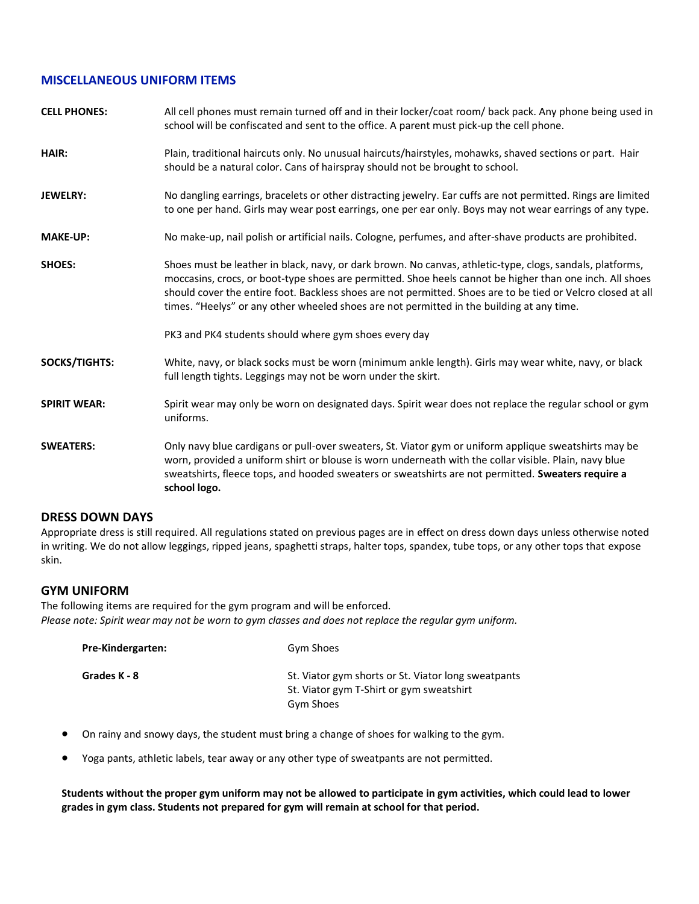## MISCELLANEOUS UNIFORM ITEMS

| | |
|---|---|
| **CELL PHONES:** | All cell phones must remain turned off and in their locker/coat room/ back pack. Any phone being used in school will be confiscated and sent to the office. A parent must pick-up the cell phone. |
| **HAIR:** | Plain, traditional haircuts only. No unusual haircuts/hairstyles, mohawks, shaved sections or part. Hair should be a natural color. Cans of hairspray should not be brought to school. |
| **JEWELRY:** | No dangling earrings, bracelets or other distracting jewelry. Ear cuffs are not permitted. Rings are limited to one per hand. Girls may wear post earrings, one per ear only. Boys may not wear earrings of any type. |
| **MAKE-UP:** | No make-up, nail polish or artificial nails. Cologne, perfumes, and after-shave products are prohibited. |
| **SHOES:** | Shoes must be leather in black, navy, or dark brown. No canvas, athletic-type, clogs, sandals, platforms, moccasins, crocs, or boot-type shoes are permitted. Shoe heels cannot be higher than one inch. All shoes should cover the entire foot. Backless shoes are not permitted. Shoes are to be tied or Velcro closed at all times. "Heelys" or any other wheeled shoes are not permitted in the building at any time. PK3 and PK4 students should where gym shoes every day |
| **SOCKS/TIGHTS:** | White, navy, or black socks must be worn (minimum ankle length). Girls may wear white, navy, or black full length tights. Leggings may not be worn under the skirt. |
| **SPIRIT WEAR:** | Spirit wear may only be worn on designated days. Spirit wear does not replace the regular school or gym uniforms. |
| **SWEATERS:** | Only navy blue cardigans or pull-over sweaters, St. Viator gym or uniform applique sweatshirts may be worn, provided a uniform shirt or blouse is worn underneath with the collar visible. Plain, navy blue sweatshirts, fleece tops, and hooded sweaters or sweatshirts are not permitted. **Sweaters require a school logo.** |

## DRESS DOWN DAYS

Appropriate dress is still required. All regulations stated on previous pages are in effect on dress down days unless otherwise noted in writing. We do not allow leggings, ripped jeans, spaghetti straps, halter tops, spandex, tube tops, or any other tops that expose skin.

## GYM UNIFORM

The following items are required for the gym program and will be enforced.
*Please note: Spirit wear may not be worn to gym classes and does not replace the regular gym uniform.*

| | |
|---|---|
| **Pre-Kindergarten:** | Gym Shoes |
| **Grades K - 8** | St. Viator gym shorts or St. Viator long sweatpants<br>St. Viator gym T-Shirt or gym sweatshirt<br>Gym Shoes |

- On rainy and snowy days, the student must bring a change of shoes for walking to the gym.
- Yoga pants, athletic labels, tear away or any other type of sweatpants are not permitted.

**Students without the proper gym uniform may not be allowed to participate in gym activities, which could lead to lower grades in gym class. Students not prepared for gym will remain at school for that period.**